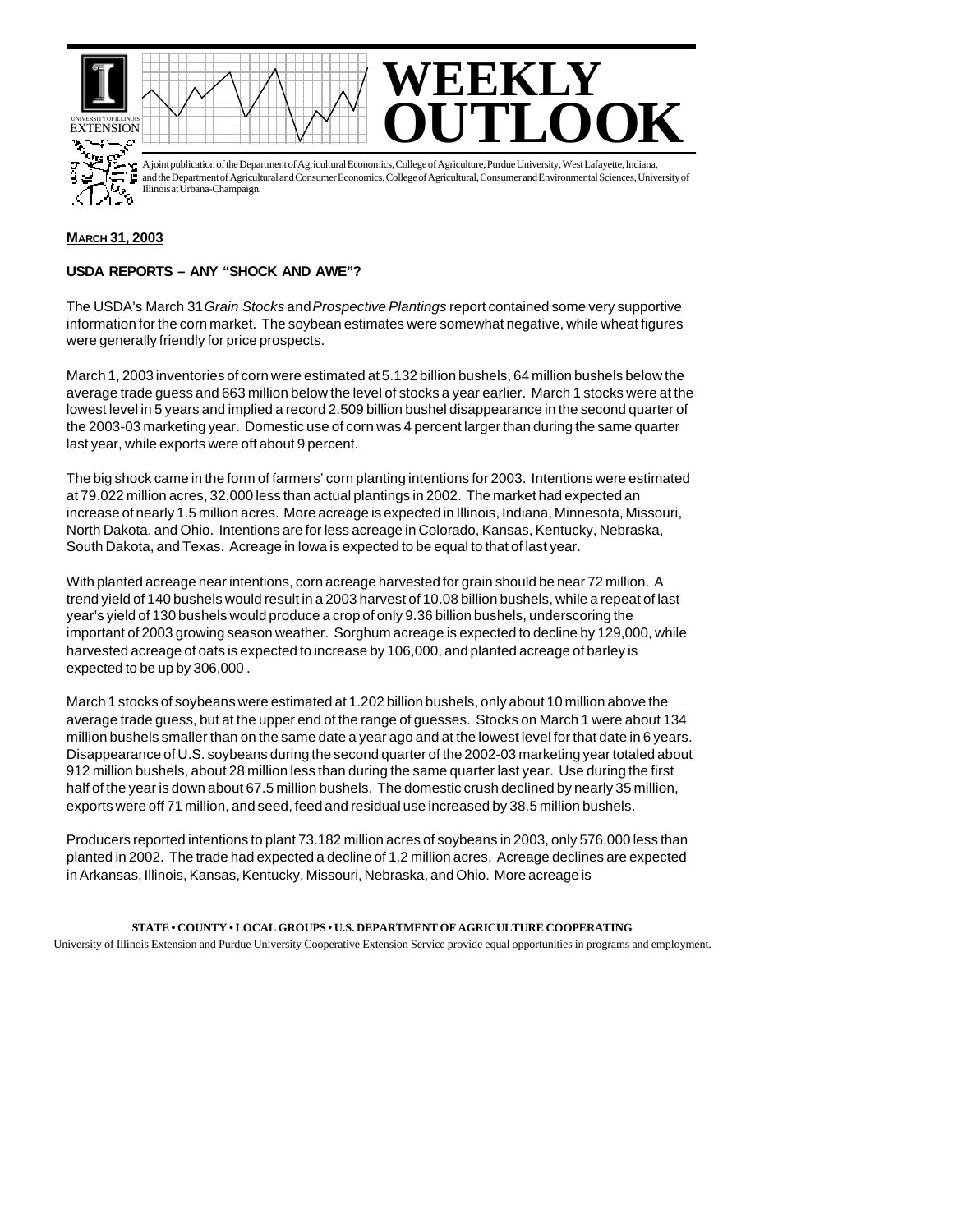# WEEKLY OUTLOOK

A joint publication of the Department of Agricultural Economics, College of Agriculture, Purdue University, West Lafayette, Indiana, and the Department of Agricultural and Consumer Economics, College of Agricultural, Consumer and Environmental Sciences, University of Illinois at Urbana-Champaign.

**MARCH 31, 2003**

## USDA REPORTS – ANY "SHOCK AND AWE"?

The USDA's March 31 *Grain Stocks* and *Prospective Plantings* report contained some very supportive information for the corn market. The soybean estimates were somewhat negative, while wheat figures were generally friendly for price prospects.

March 1, 2003 inventories of corn were estimated at 5.132 billion bushels, 64 million bushels below the average trade guess and 663 million below the level of stocks a year earlier. March 1 stocks were at the lowest level in 5 years and implied a record 2.509 billion bushel disappearance in the second quarter of the 2003-03 marketing year. Domestic use of corn was 4 percent larger than during the same quarter last year, while exports were off about 9 percent.

The big shock came in the form of farmers' corn planting intentions for 2003. Intentions were estimated at 79.022 million acres, 32,000 less than actual plantings in 2002. The market had expected an increase of nearly 1.5 million acres. More acreage is expected in Illinois, Indiana, Minnesota, Missouri, North Dakota, and Ohio. Intentions are for less acreage in Colorado, Kansas, Kentucky, Nebraska, South Dakota, and Texas. Acreage in Iowa is expected to be equal to that of last year.

With planted acreage near intentions, corn acreage harvested for grain should be near 72 million. A trend yield of 140 bushels would result in a 2003 harvest of 10.08 billion bushels, while a repeat of last year's yield of 130 bushels would produce a crop of only 9.36 billion bushels, underscoring the important of 2003 growing season weather. Sorghum acreage is expected to decline by 129,000, while harvested acreage of oats is expected to increase by 106,000, and planted acreage of barley is expected to be up by 306,000 .

March 1 stocks of soybeans were estimated at 1.202 billion bushels, only about 10 million above the average trade guess, but at the upper end of the range of guesses. Stocks on March 1 were about 134 million bushels smaller than on the same date a year ago and at the lowest level for that date in 6 years. Disappearance of U.S. soybeans during the second quarter of the 2002-03 marketing year totaled about 912 million bushels, about 28 million less than during the same quarter last year. Use during the first half of the year is down about 67.5 million bushels. The domestic crush declined by nearly 35 million, exports were off 71 million, and seed, feed and residual use increased by 38.5 million bushels.

Producers reported intentions to plant 73.182 million acres of soybeans in 2003, only 576,000 less than planted in 2002. The trade had expected a decline of 1.2 million acres. Acreage declines are expected in Arkansas, Illinois, Kansas, Kentucky, Missouri, Nebraska, and Ohio. More acreage is

**STATE • COUNTY • LOCAL GROUPS • U.S. DEPARTMENT OF AGRICULTURE COOPERATING**

University of Illinois Extension and Purdue University Cooperative Extension Service provide equal opportunities in programs and employment.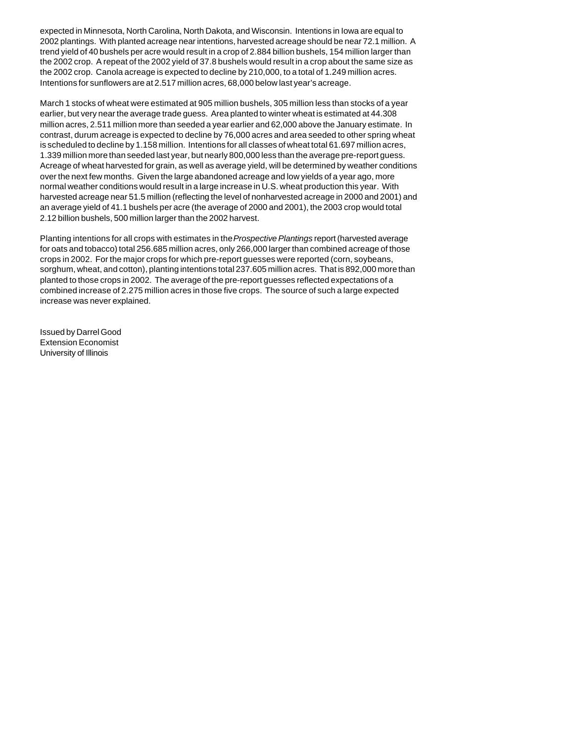expected in Minnesota, North Carolina, North Dakota, and Wisconsin. Intentions in Iowa are equal to 2002 plantings. With planted acreage near intentions, harvested acreage should be near 72.1 million. A trend yield of 40 bushels per acre would result in a crop of 2.884 billion bushels, 154 million larger than the 2002 crop. A repeat of the 2002 yield of 37.8 bushels would result in a crop about the same size as the 2002 crop. Canola acreage is expected to decline by 210,000, to a total of 1.249 million acres. Intentions for sunflowers are at 2.517 million acres, 68,000 below last year's acreage.

March 1 stocks of wheat were estimated at 905 million bushels, 305 million less than stocks of a year earlier, but very near the average trade guess. Area planted to winter wheat is estimated at 44.308 million acres, 2.511 million more than seeded a year earlier and 62,000 above the January estimate. In contrast, durum acreage is expected to decline by 76,000 acres and area seeded to other spring wheat is scheduled to decline by 1.158 million. Intentions for all classes of wheat total 61.697 million acres, 1.339 million more than seeded last year, but nearly 800,000 less than the average pre-report guess. Acreage of wheat harvested for grain, as well as average yield, will be determined by weather conditions over the next few months. Given the large abandoned acreage and low yields of a year ago, more normal weather conditions would result in a large increase in U.S. wheat production this year. With harvested acreage near 51.5 million (reflecting the level of nonharvested acreage in 2000 and 2001) and an average yield of 41.1 bushels per acre (the average of 2000 and 2001), the 2003 crop would total 2.12 billion bushels, 500 million larger than the 2002 harvest.

Planting intentions for all crops with estimates in the *Prospective Plantings* report (harvested average for oats and tobacco) total 256.685 million acres, only 266,000 larger than combined acreage of those crops in 2002. For the major crops for which pre-report guesses were reported (corn, soybeans, sorghum, wheat, and cotton), planting intentions total 237.605 million acres. That is 892,000 more than planted to those crops in 2002. The average of the pre-report guesses reflected expectations of a combined increase of 2.275 million acres in those five crops. The source of such a large expected increase was never explained.

Issued by Darrel Good
Extension Economist
University of Illinois